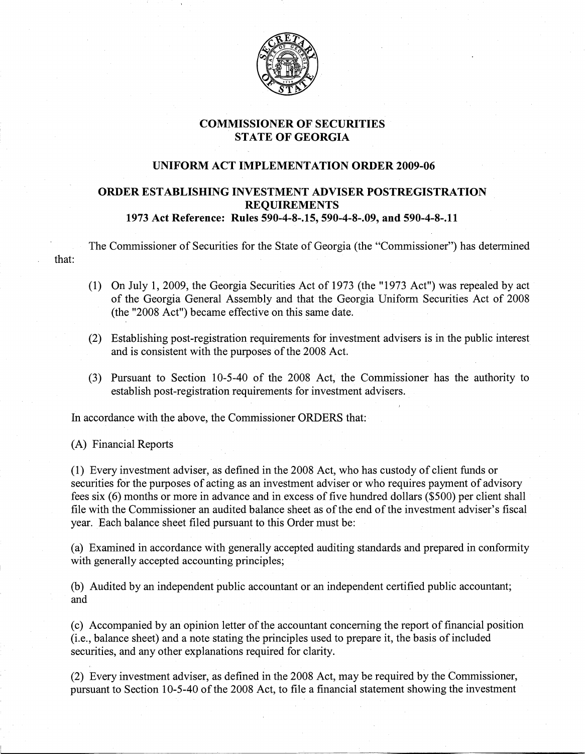# COMMISSIONER OF SECURITIES
# STATE OF GEORGIA

## UNIFORM ACT IMPLEMENTATION ORDER 2009-06

## ORDER ESTABLISHING INVESTMENT ADVISER POSTREGISTRATION REQUIREMENTS
### 1973 Act Reference: Rules 590-4-8-.15, 590-4-8-.09, and 590-4-8-.11

The Commissioner of Securities for the State of Georgia (the "Commissioner") has determined that:

(1) On July 1, 2009, the Georgia Securities Act of 1973 (the "1973 Act") was repealed by act of the Georgia General Assembly and that the Georgia Uniform Securities Act of 2008 (the "2008 Act") became effective on this same date.

(2) Establishing post-registration requirements for investment advisers is in the public interest and is consistent with the purposes of the 2008 Act.

(3) Pursuant to Section 10-5-40 of the 2008 Act, the Commissioner has the authority to establish post-registration requirements for investment advisers.

In accordance with the above, the Commissioner ORDERS that:

(A) Financial Reports

(1) Every investment adviser, as defined in the 2008 Act, who has custody of client funds or securities for the purposes of acting as an investment adviser or who requires payment of advisory fees six (6) months or more in advance and in excess of five hundred dollars ($500) per client shall file with the Commissioner an audited balance sheet as of the end of the investment adviser's fiscal year. Each balance sheet filed pursuant to this Order must be:

(a) Examined in accordance with generally accepted auditing standards and prepared in conformity with generally accepted accounting principles;

(b) Audited by an independent public accountant or an independent certified public accountant; and

(c) Accompanied by an opinion letter of the accountant concerning the report of financial position (i.e., balance sheet) and a note stating the principles used to prepare it, the basis of included securities, and any other explanations required for clarity.

(2) Every investment adviser, as defined in the 2008 Act, may be required by the Commissioner, pursuant to Section 10-5-40 of the 2008 Act, to file a financial statement showing the investment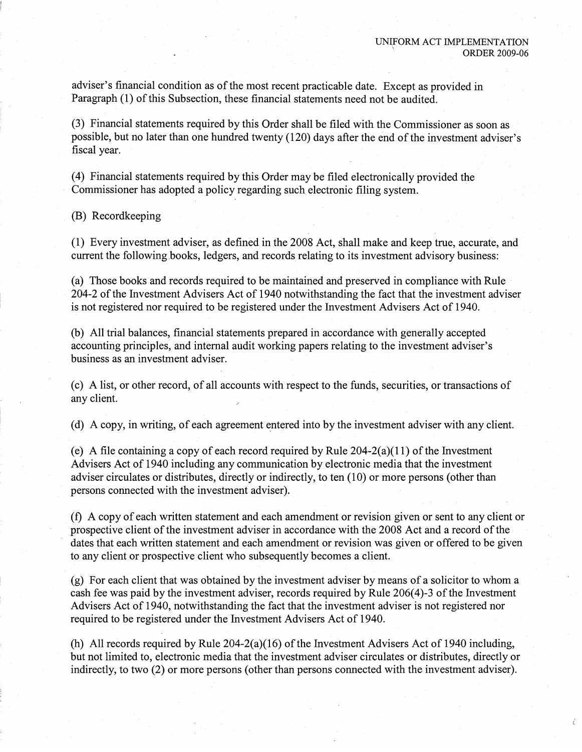adviser's financial condition as of the most recent practicable date. Except as provided in Paragraph (1) of this Subsection, these financial statements need not be audited.

(3) Financial statements required by this Order shall be filed with the Commissioner as soon as possible, but no later than one hundred twenty (120) days after the end of the investment adviser's fiscal year.

(4) Financial statements required by this Order may be filed electronically provided the Commissioner has adopted a policy regarding such electronic filing system.

(B) Recordkeeping

(1) Every investment adviser, as defined in the 2008 Act, shall make and keep true, accurate, and current the following books, ledgers, and records relating to its investment advisory business:

(a) Those books and records required to be maintained and preserved in compliance with Rule 204-2 of the Investment Advisers Act of 1940 notwithstanding the fact that the investment adviser is not registered nor required to be registered under the Investment Advisers Act of 1940.

(b) All trial balances, financial statements prepared in accordance with generally accepted accounting principles, and internal audit working papers relating to the investment adviser's business as an investment adviser.

(c) A list, or other record, of all accounts with respect to the funds, securities, or transactions of any client.

(d) A copy, in writing, of each agreement entered into by the investment adviser with any client.

(e) A file containing a copy of each record required by Rule 204-2(a)(11) of the Investment Advisers Act of 1940 including any communication by electronic media that the investment adviser circulates or distributes, directly or indirectly, to ten (10) or more persons (other than persons connected with the investment adviser).

(f) A copy of each written statement and each amendment or revision given or sent to any client or prospective client of the investment adviser in accordance with the 2008 Act and a record of the dates that each written statement and each amendment or revision was given or offered to be given to any client or prospective client who subsequently becomes a client.

(g) For each client that was obtained by the investment adviser by means of a solicitor to whom a cash fee was paid by the investment adviser, records required by Rule 206(4)-3 of the Investment Advisers Act of 1940, notwithstanding the fact that the investment adviser is not registered nor required to be registered under the Investment Advisers Act of 1940.

(h) All records required by Rule 204-2(a)(16) of the Investment Advisers Act of 1940 including, but not limited to, electronic media that the investment adviser circulates or distributes, directly or indirectly, to two (2) or more persons (other than persons connected with the investment adviser).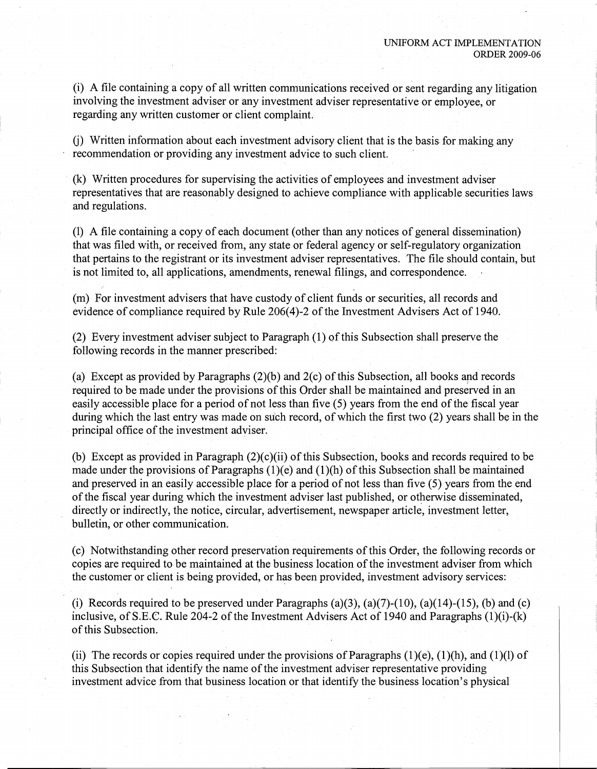(i) A file containing a copy of all written communications received or sent regarding any litigation involving the investment adviser or any investment adviser representative or employee, or regarding any written customer or client complaint.

(j) Written information about each investment advisory client that is the basis for making any recommendation or providing any investment advice to such client.

(k) Written procedures for supervising the activities of employees and investment adviser representatives that are reasonably designed to achieve compliance with applicable securities laws and regulations.

(l) A file containing a copy of each document (other than any notices of general dissemination) that was filed with, or received from, any state or federal agency or self-regulatory organization that pertains to the registrant or its investment adviser representatives. The file should contain, but is not limited to, all applications, amendments, renewal filings, and correspondence.

(m) For investment advisers that have custody of client funds or securities, all records and evidence of compliance required by Rule 206(4)-2 of the Investment Advisers Act of 1940.

(2) Every investment adviser subject to Paragraph (1) of this Subsection shall preserve the following records in the manner prescribed:

(a) Except as provided by Paragraphs (2)(b) and 2(c) of this Subsection, all books and records required to be made under the provisions of this Order shall be maintained and preserved in an easily accessible place for a period of not less than five (5) years from the end of the fiscal year during which the last entry was made on such record, of which the first two (2) years shall be in the principal office of the investment adviser.

(b) Except as provided in Paragraph (2)(c)(ii) of this Subsection, books and records required to be made under the provisions of Paragraphs (1)(e) and (1)(h) of this Subsection shall be maintained and preserved in an easily accessible place for a period of not less than five (5) years from the end of the fiscal year during which the investment adviser last published, or otherwise disseminated, directly or indirectly, the notice, circular, advertisement, newspaper article, investment letter, bulletin, or other communication.

(c) Notwithstanding other record preservation requirements of this Order, the following records or copies are required to be maintained at the business location of the investment adviser from which the customer or client is being provided, or has been provided, investment advisory services:

(i) Records required to be preserved under Paragraphs (a)(3), (a)(7)-(10), (a)(14)-(15), (b) and (c) inclusive, of S.E.C. Rule 204-2 of the Investment Advisers Act of 1940 and Paragraphs (1)(i)-(k) of this Subsection.

(ii) The records or copies required under the provisions of Paragraphs (1)(e), (1)(h), and (1)(l) of this Subsection that identify the name of the investment adviser representative providing investment advice from that business location or that identify the business location's physical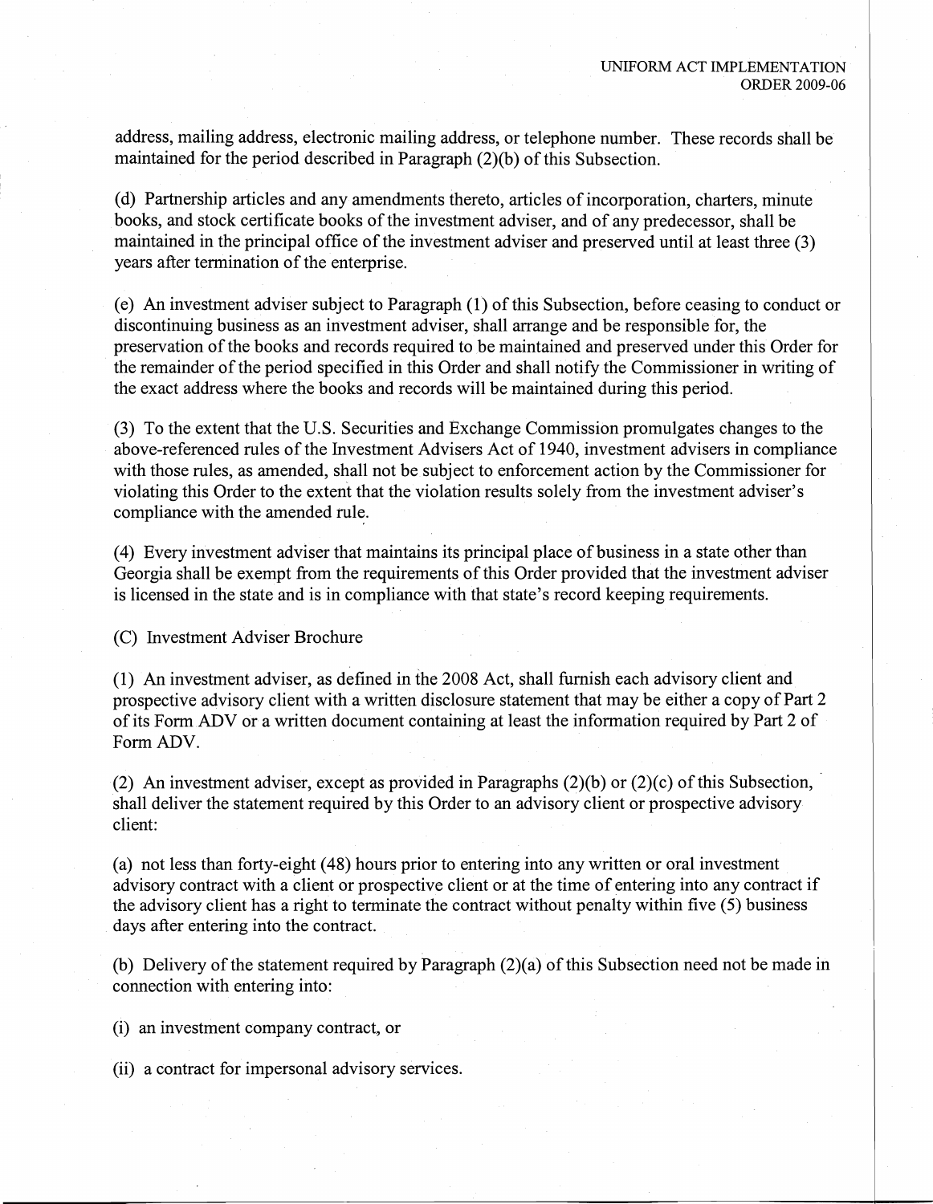address, mailing address, electronic mailing address, or telephone number. These records shall be maintained for the period described in Paragraph (2)(b) of this Subsection.

(d) Partnership articles and any amendments thereto, articles of incorporation, charters, minute books, and stock certificate books of the investment adviser, and of any predecessor, shall be maintained in the principal office of the investment adviser and preserved until at least three (3) years after termination of the enterprise.

(e) An investment adviser subject to Paragraph (1) of this Subsection, before ceasing to conduct or discontinuing business as an investment adviser, shall arrange and be responsible for, the preservation of the books and records required to be maintained and preserved under this Order for the remainder of the period specified in this Order and shall notify the Commissioner in writing of the exact address where the books and records will be maintained during this period.

(3) To the extent that the U.S. Securities and Exchange Commission promulgates changes to the above-referenced rules of the Investment Advisers Act of 1940, investment advisers in compliance with those rules, as amended, shall not be subject to enforcement action by the Commissioner for violating this Order to the extent that the violation results solely from the investment adviser's compliance with the amended rule.

(4) Every investment adviser that maintains its principal place of business in a state other than Georgia shall be exempt from the requirements of this Order provided that the investment adviser is licensed in the state and is in compliance with that state's record keeping requirements.

(C) Investment Adviser Brochure

(1) An investment adviser, as defined in the 2008 Act, shall furnish each advisory client and prospective advisory client with a written disclosure statement that may be either a copy of Part 2 of its Form ADV or a written document containing at least the information required by Part 2 of Form ADV.

(2) An investment adviser, except as provided in Paragraphs (2)(b) or (2)(c) of this Subsection, shall deliver the statement required by this Order to an advisory client or prospective advisory client:

(a) not less than forty-eight (48) hours prior to entering into any written or oral investment advisory contract with a client or prospective client or at the time of entering into any contract if the advisory client has a right to terminate the contract without penalty within five (5) business days after entering into the contract.

(b) Delivery of the statement required by Paragraph (2)(a) of this Subsection need not be made in connection with entering into:

(i) an investment company contract, or

(ii) a contract for impersonal advisory services.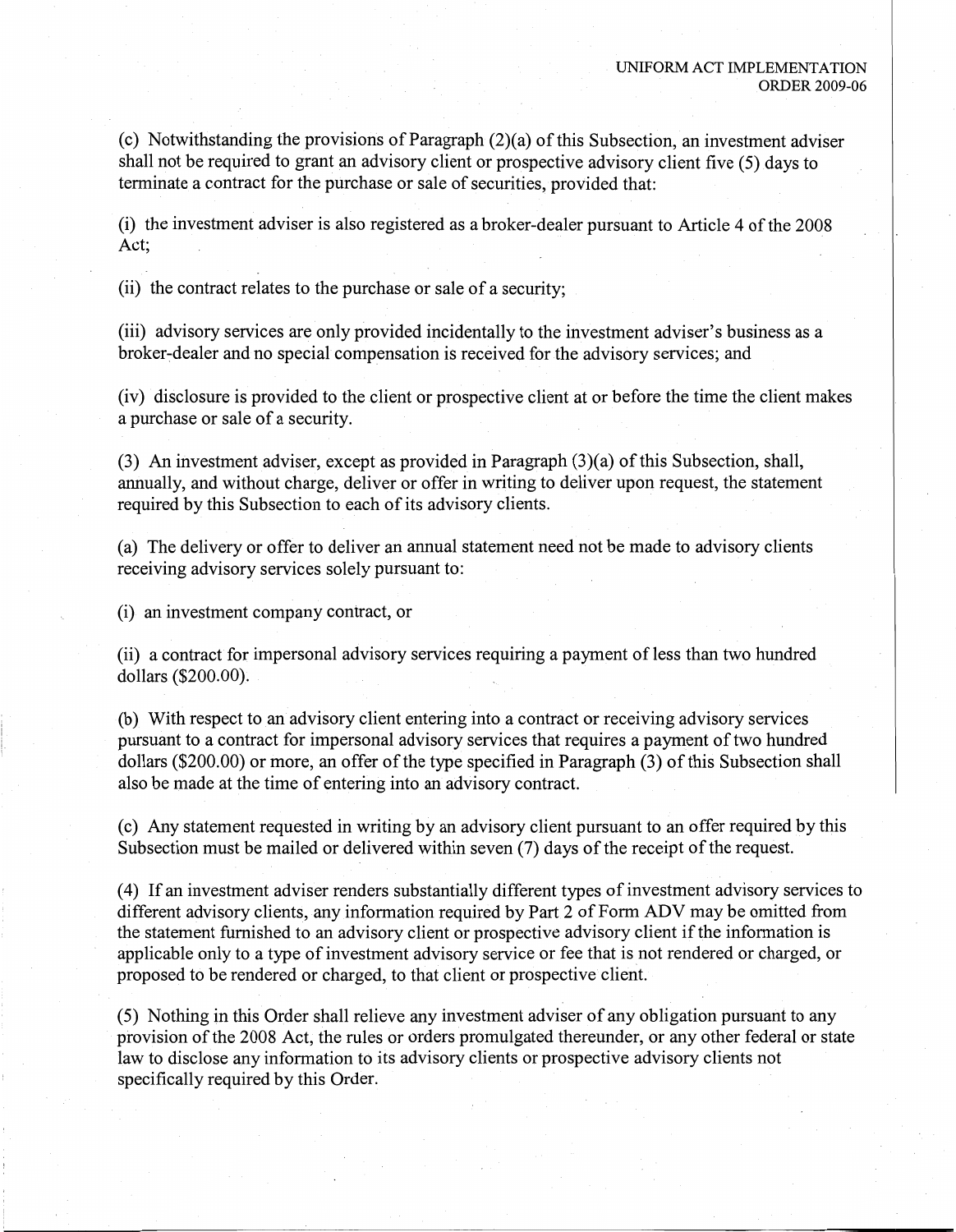(c) Notwithstanding the provisions of Paragraph (2)(a) of this Subsection, an investment adviser shall not be required to grant an advisory client or prospective advisory client five (5) days to terminate a contract for the purchase or sale of securities, provided that:

(i) the investment adviser is also registered as a broker-dealer pursuant to Article 4 of the 2008 Act;

(ii) the contract relates to the purchase or sale of a security;

(iii) advisory services are only provided incidentally to the investment adviser's business as a broker-dealer and no special compensation is received for the advisory services; and

(iv) disclosure is provided to the client or prospective client at or before the time the client makes a purchase or sale of a security.

(3) An investment adviser, except as provided in Paragraph (3)(a) of this Subsection, shall, annually, and without charge, deliver or offer in writing to deliver upon request, the statement required by this Subsection to each of its advisory clients.

(a) The delivery or offer to deliver an annual statement need not be made to advisory clients receiving advisory services solely pursuant to:

(i) an investment company contract, or

(ii) a contract for impersonal advisory services requiring a payment of less than two hundred dollars ($200.00).

(b) With respect to an advisory client entering into a contract or receiving advisory services pursuant to a contract for impersonal advisory services that requires a payment of two hundred dollars ($200.00) or more, an offer of the type specified in Paragraph (3) of this Subsection shall also be made at the time of entering into an advisory contract.

(c) Any statement requested in writing by an advisory client pursuant to an offer required by this Subsection must be mailed or delivered within seven (7) days of the receipt of the request.

(4) If an investment adviser renders substantially different types of investment advisory services to different advisory clients, any information required by Part 2 of Form ADV may be omitted from the statement furnished to an advisory client or prospective advisory client if the information is applicable only to a type of investment advisory service or fee that is not rendered or charged, or proposed to be rendered or charged, to that client or prospective client.

(5) Nothing in this Order shall relieve any investment adviser of any obligation pursuant to any provision of the 2008 Act, the rules or orders promulgated thereunder, or any other federal or state law to disclose any information to its advisory clients or prospective advisory clients not specifically required by this Order.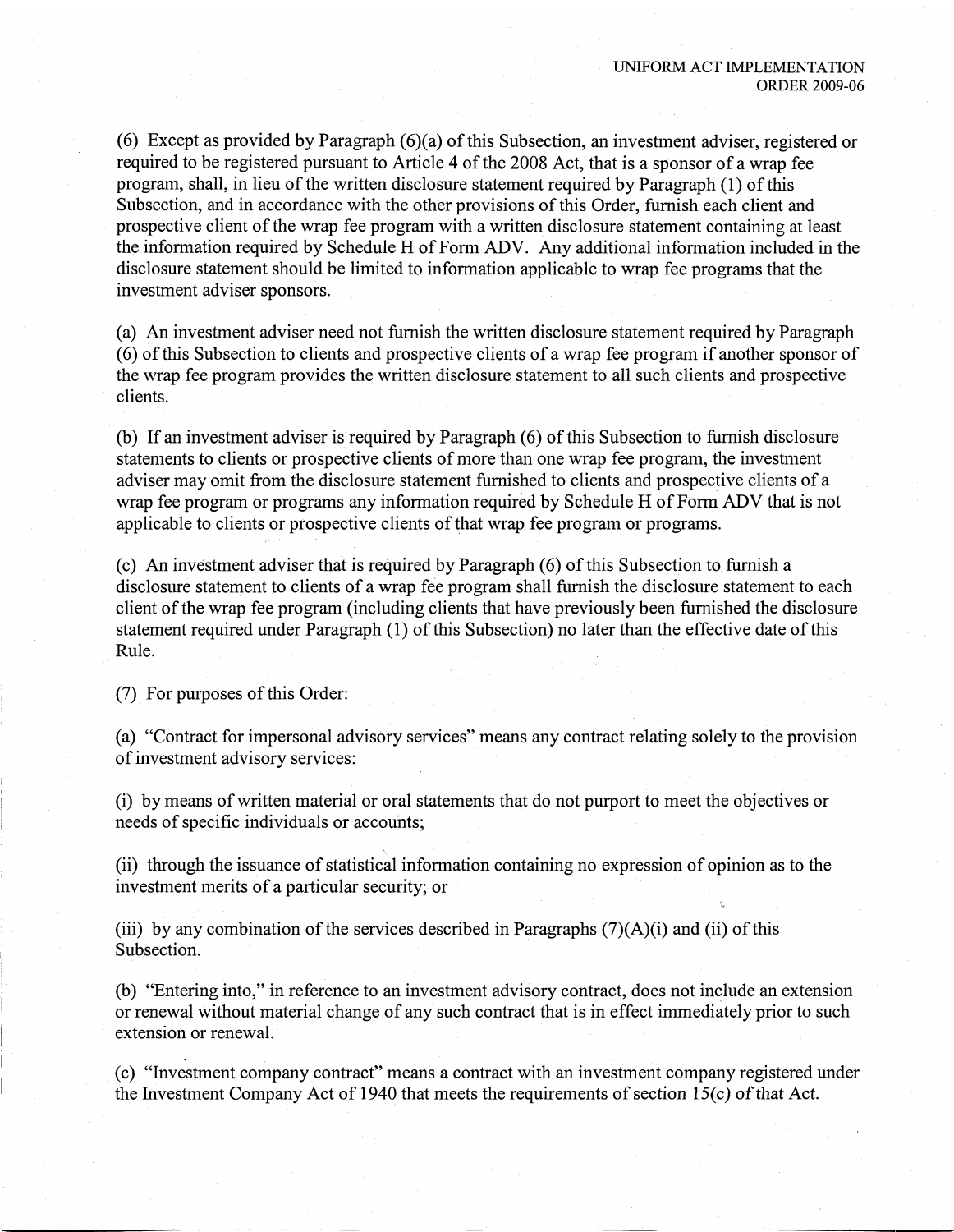(6) Except as provided by Paragraph (6)(a) of this Subsection, an investment adviser, registered or required to be registered pursuant to Article 4 of the 2008 Act, that is a sponsor of a wrap fee program, shall, in lieu of the written disclosure statement required by Paragraph (1) of this Subsection, and in accordance with the other provisions of this Order, furnish each client and prospective client of the wrap fee program with a written disclosure statement containing at least the information required by Schedule H of Form ADV. Any additional information included in the disclosure statement should be limited to information applicable to wrap fee programs that the investment adviser sponsors.

(a) An investment adviser need not furnish the written disclosure statement required by Paragraph (6) of this Subsection to clients and prospective clients of a wrap fee program if another sponsor of the wrap fee program provides the written disclosure statement to all such clients and prospective clients.

(b) If an investment adviser is required by Paragraph (6) of this Subsection to furnish disclosure statements to clients or prospective clients of more than one wrap fee program, the investment adviser may omit from the disclosure statement furnished to clients and prospective clients of a wrap fee program or programs any information required by Schedule H of Form ADV that is not applicable to clients or prospective clients of that wrap fee program or programs.

(c) An investment adviser that is required by Paragraph (6) of this Subsection to furnish a disclosure statement to clients of a wrap fee program shall furnish the disclosure statement to each client of the wrap fee program (including clients that have previously been furnished the disclosure statement required under Paragraph (1) of this Subsection) no later than the effective date of this Rule.

(7) For purposes of this Order:

(a) "Contract for impersonal advisory services" means any contract relating solely to the provision of investment advisory services:

(i) by means of written material or oral statements that do not purport to meet the objectives or needs of specific individuals or accounts;

(ii) through the issuance of statistical information containing no expression of opinion as to the investment merits of a particular security; or

(iii) by any combination of the services described in Paragraphs (7)(A)(i) and (ii) of this Subsection.

(b) "Entering into," in reference to an investment advisory contract, does not include an extension or renewal without material change of any such contract that is in effect immediately prior to such extension or renewal.

(c) "Investment company contract" means a contract with an investment company registered under the Investment Company Act of 1940 that meets the requirements of section 15(c) of that Act.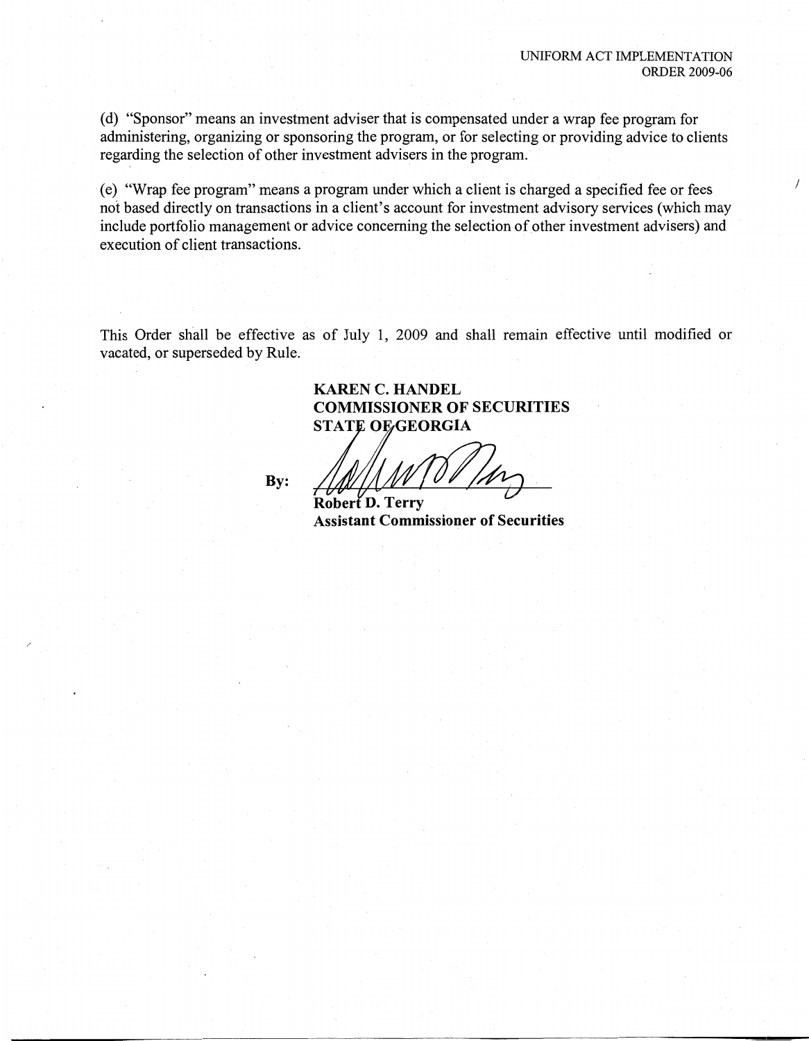(d) "Sponsor" means an investment adviser that is compensated under a wrap fee program for administering, organizing or sponsoring the program, or for selecting or providing advice to clients regarding the selection of other investment advisers in the program.

(e) "Wrap fee program" means a program under which a client is charged a specified fee or fees not based directly on transactions in a client's account for investment advisory services (which may include portfolio management or advice concerning the selection of other investment advisers) and execution of client transactions.

This Order shall be effective as of July 1, 2009 and shall remain effective until modified or vacated, or superseded by Rule.

**KAREN C. HANDEL**
**COMMISSIONER OF SECURITIES**
**STATE OF GEORGIA**

**By:**

**Robert D. Terry**
**Assistant Commissioner of Securities**